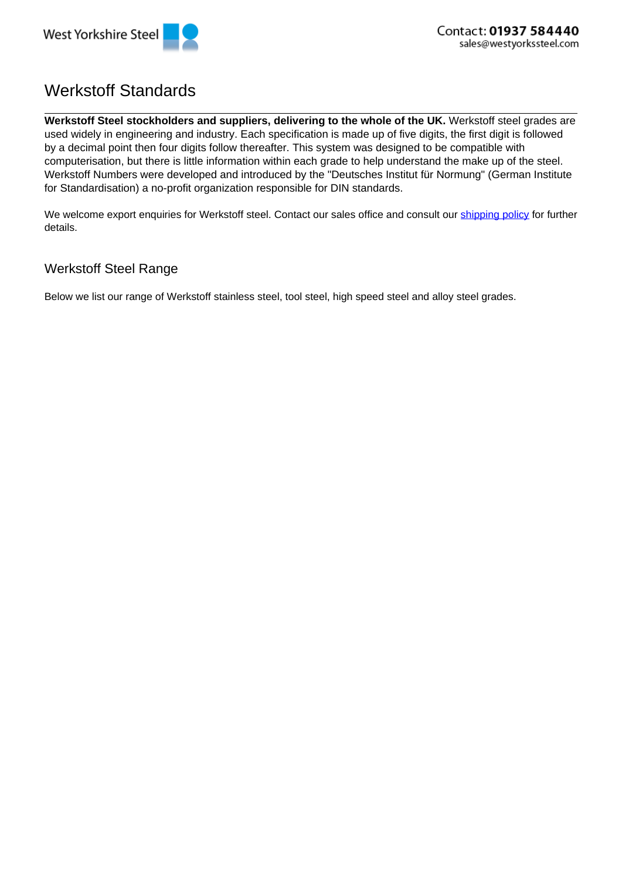West Yorkshire Steel

Contact: **01937 584440**
sales@westyorkssteel.com

# Werkstoff Standards

**Werkstoff Steel stockholders and suppliers, delivering to the whole of the UK.** Werkstoff steel grades are used widely in engineering and industry. Each specification is made up of five digits, the first digit is followed by a decimal point then four digits follow thereafter. This system was designed to be compatible with computerisation, but there is little information within each grade to help understand the make up of the steel. Werkstoff Numbers were developed and introduced by the "Deutsches Institut für Normung" (German Institute for Standardisation) a no-profit organization responsible for DIN standards.

We welcome export enquiries for Werkstoff steel. Contact our sales office and consult our [shipping policy] for further details.

## Werkstoff Steel Range

Below we list our range of Werkstoff stainless steel, tool steel, high speed steel and alloy steel grades.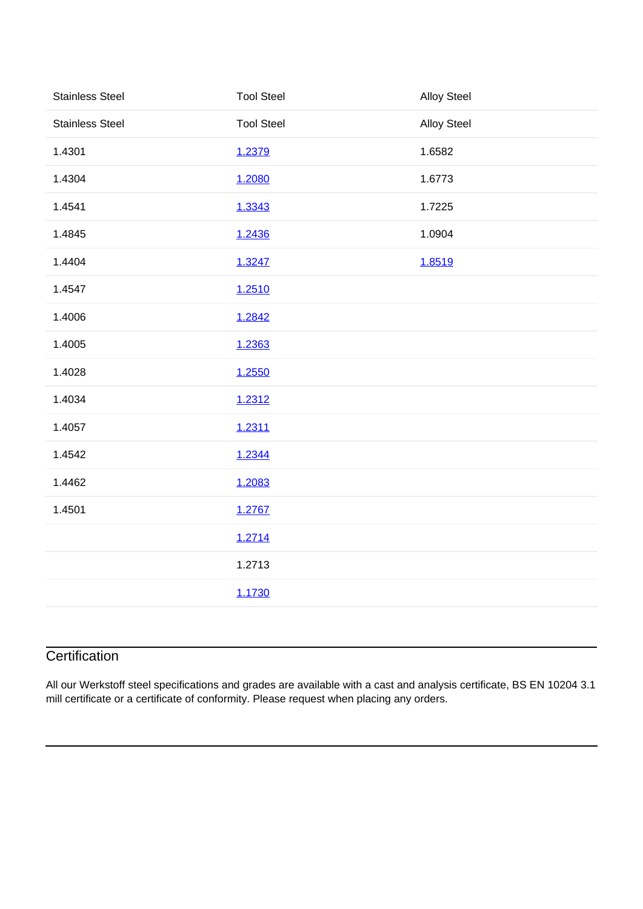| Stainless Steel | Tool Steel | Alloy Steel |
|---|---|---|
| Stainless Steel | Tool Steel | Alloy Steel |
| 1.4301 | 1.2379 | 1.6582 |
| 1.4304 | 1.2080 | 1.6773 |
| 1.4541 | 1.3343 | 1.7225 |
| 1.4845 | 1.2436 | 1.0904 |
| 1.4404 | 1.3247 | 1.8519 |
| 1.4547 | 1.2510 | |
| 1.4006 | 1.2842 | |
| 1.4005 | 1.2363 | |
| 1.4028 | 1.2550 | |
| 1.4034 | 1.2312 | |
| 1.4057 | 1.2311 | |
| 1.4542 | 1.2344 | |
| 1.4462 | 1.2083 | |
| 1.4501 | 1.2767 | |
| | 1.2714 | |
| | 1.2713 | |
| | 1.1730 | |

## Certification

All our Werkstoff steel specifications and grades are available with a cast and analysis certificate, BS EN 10204 3.1 mill certificate or a certificate of conformity. Please request when placing any orders.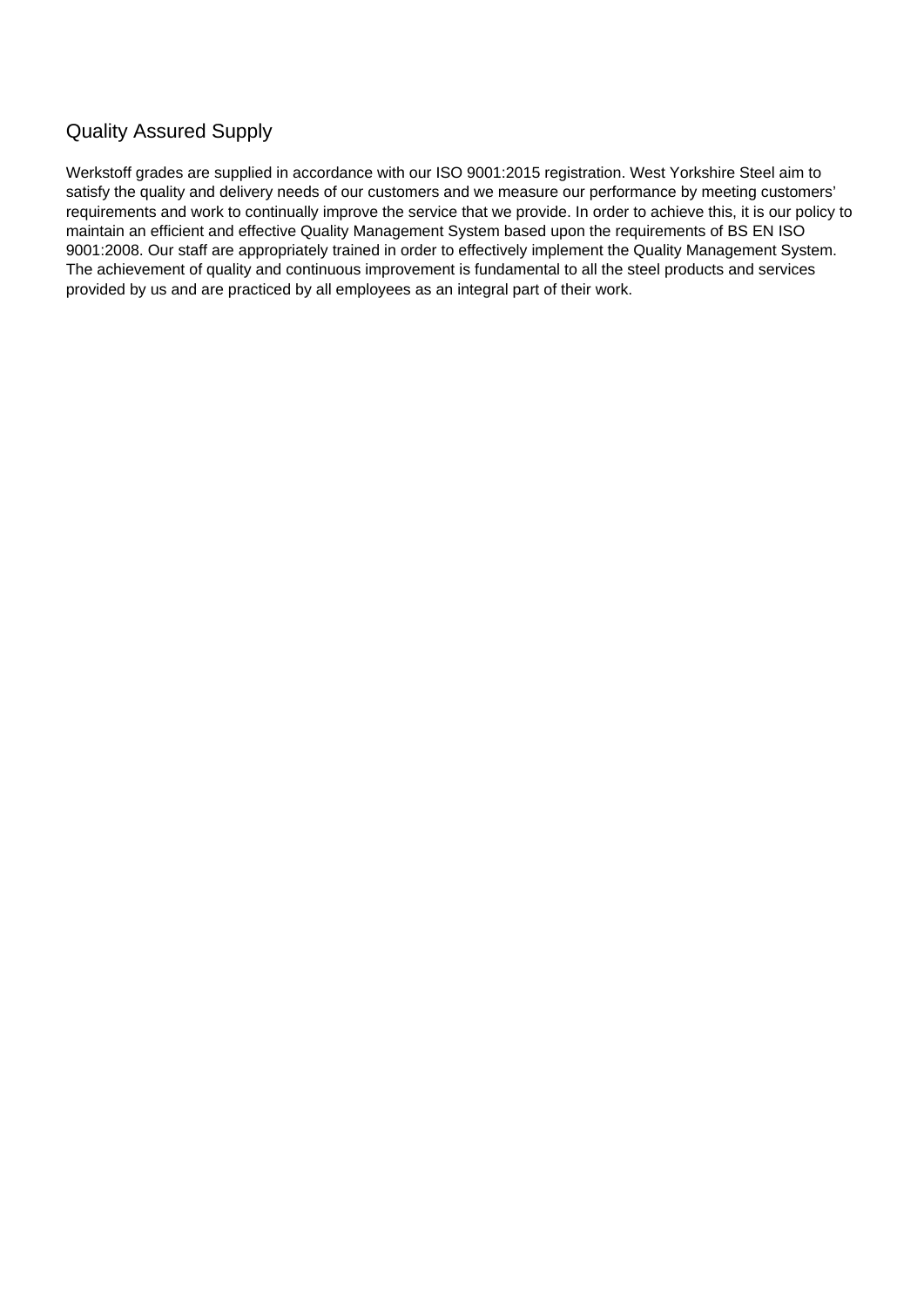## Quality Assured Supply

Werkstoff grades are supplied in accordance with our ISO 9001:2015 registration. West Yorkshire Steel aim to satisfy the quality and delivery needs of our customers and we measure our performance by meeting customers' requirements and work to continually improve the service that we provide. In order to achieve this, it is our policy to maintain an efficient and effective Quality Management System based upon the requirements of BS EN ISO 9001:2008. Our staff are appropriately trained in order to effectively implement the Quality Management System. The achievement of quality and continuous improvement is fundamental to all the steel products and services provided by us and are practiced by all employees as an integral part of their work.